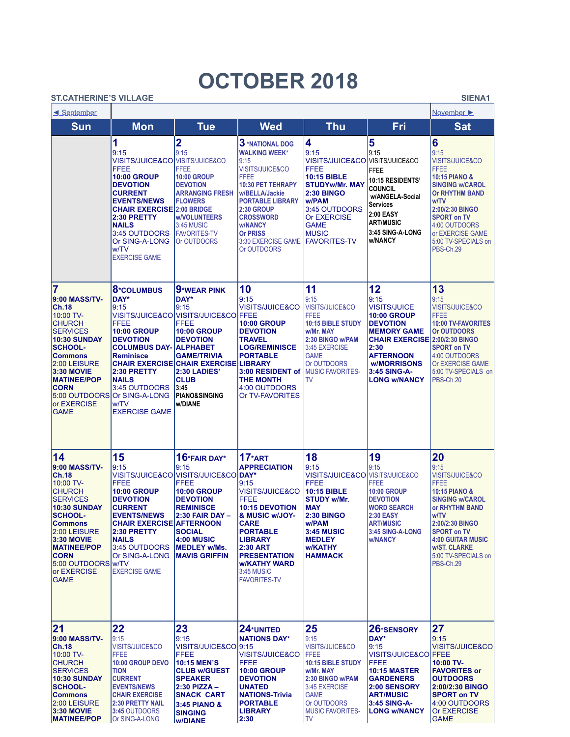# OCTOBER 2018

**ST.CATHERINE'S VILLAGE** — **SIENA1**

◄ September | November ►

| Sun | Mon | Tue | Wed | Thu | Fri | Sat |
|---|---|---|---|---|---|---|
| | **1** 9:15 VISITS/JUICE&COFFEE **10:00 GROUP DEVOTION** **CURRENT EVENTS/NEWS** **CHAIR EXERCISE** **2:30 PRETTY NAILS** 3:45 OUTDOORS Or SING-A-LONG w/TV EXERCISE GAME | **2** 9:15 VISITS/JUICE&COFFEE **10:00 GROUP DEVOTION** **ARRANGING FRESH FLOWERS** **2:00 BRIDGE w/VOLUNTEERS** 3:45 MUSIC FAVORITES-TV Or OUTDOORS | **3** *NATIONAL DOG WALKING WEEK* 9:15 VISITS/JUICE&COFFEE **10:30 PET TEHRAPY w/BELLA/Jackie** **PORTABLE LIBRARY** **2:30 GROUP CROSSWORD w/NANCY** **Or PRISS** 3:30 EXERCISE GAME Or OUTDOORS | **4** 9:15 VISITS/JUICE&COFFEE **10:15 BIBLE STUDYw/Mr. MAY** **2:30 BINGO w/PAM** 3:45 OUTDOORS Or EXERCISE GAME MUSIC FAVORITES-TV | **5** 9:15 VISITS/JUICE&COFFEE **10:15 RESIDENTS' COUNCIL w/ANGELA-Social Services** **2:00 EASY ART/MUSIC** **3:45 SING-A-LONG w/NANCY** | **6** 9:15 VISITS/JUICE&COFFEE **10:15 PIANO & SINGING w/CAROL Or RHYTHM BAND w/TV** **2:00/2:30 BINGO SPORT on TV** 4:00 OUTDOORS or EXERCISE GAME 5:00 TV-SPECIALS on PBS-Ch.29 |
| **7** **9:00 MASS/TV-Ch.18** 10:00 TV-CHURCH SERVICES **10:30 SUNDAY SCHOOL-Commons** 2:00 LEISURE **3:30 MOVIE MATINEE/POP CORN** 5:00 OUTDOORS or EXERCISE GAME | **8** *COLUMBUS DAY* 9:15 VISITS/JUICE&COFFEE **10:00 GROUP DEVOTION** **COLUMBUS DAY-Reminisce** **CHAIR EXERCISE** **2:30 PRETTY NAILS** 3:45 OUTDOORS Or SING-A-LONG w/TV EXERCISE GAME | **9** *WEAR PINK DAY* 9:15 VISITS/JUICE&COFFEE **10:00 GROUP DEVOTION** **ALPHABET GAME/TRIVIA** **CHAIR EXERCISE** **2:30 LADIES' CLUB** **3:45 PIANO&SINGING w/DIANE** | **10** 9:15 VISITS/JUICE&COFFEE **10:00 GROUP DEVOTION** **TRAVEL LOG/REMINISCE** **PORTABLE LIBRARY** **3:00 RESIDENT of THE MONTH** 4:00 OUTDOORS Or TV-FAVORITES | **11** 9:15 VISITS/JUICE&COFFEE **10:15 BIBLE STUDY w/Mr. MAY** **2:30 BINGO w/PAM** 3:45 EXERCISE GAME Or OUTDOORS MUSIC FAVORITES-TV | **12** 9:15 VISITS/JUICE **10:00 GROUP DEVOTION** **MEMORY GAME** **CHAIR EXERCISE** **2:30 AFTERNOON w/MORRISONS** **3:45 SING-A-LONG w/NANCY** | **13** 9:15 VISITS/JUICE&COFFEE **10:00 TV-FAVORITES Or OUTDOORS** **2:00/2:30 BINGO SPORT on TV** 4:00 OUTDOORS Or EXERCISE GAME 5:00 TV-SPECIALS on PBS-Ch.20 |
| **14** **9:00 MASS/TV-Ch.18** 10:00 TV-CHURCH SERVICES **10:30 SUNDAY SCHOOL-Commons** 2:00 LEISURE **3:30 MOVIE MATINEE/POP CORN** 5:00 OUTDOORS or EXERCISE GAME | **15** 9:15 VISITS/JUICE&COFFEE **10:00 GROUP DEVOTION** **CURRENT EVENTS/NEWS** **CHAIR EXERCISE** **2:30 PRETTY NAILS** 3:45 OUTDOORS Or SING-A-LONG w/TV EXERCISE GAME | **16** *FAIR DAY* 9:15 VISITS/JUICE&COFFEE **10:00 GROUP DEVOTION** **REMINISCE** **2:30 FAIR DAY – AFTERNOON SOCIAL** **4:00 MUSIC MEDLEY w/Ms. MAVIS GRIFFIN** | **17** *ART APPRECIATION DAY* 9:15 VISITS/JUICE&COFFEE **10:15 DEVOTION & MUSIC w/JOY-CARE** **PORTABLE LIBRARY** **2:30 ART PRESENTATION w/KATHY WARD** 3:45 MUSIC FAVORITES-TV | **18** 9:15 VISITS/JUICE&COFFEE **10:15 BIBLE STUDY w/Mr. MAY** **2:30 BINGO w/PAM** **3:45 MUSIC MEDLEY w/KATHY HAMMACK** | **19** 9:15 VISITS/JUICE&COFFEE **10:00 GROUP DEVOTION** **WORD SEARCH** **2:30 EASY ART/MUSIC** **3:45 SING-A-LONG w/NANCY** | **20** 9:15 VISITS/JUICE&COFFEE **10:15 PIANO & SINGING w/CAROL or RHYTHM BAND w/TV** **2:00/2:30 BINGO SPORT on TV** **4:00 GUITAR MUSIC w/ST. CLARKE** 5:00 TV-SPECIALS on PBS-Ch.29 |
| **21** **9:00 MASS/TV-Ch.18** 10:00 TV-CHURCH SERVICES **10:30 SUNDAY SCHOOL-Commons** 2:00 LEISURE **3:30 MOVIE MATINEE/POP** | **22** 9:15 VISITS/JUICE&COFFEE **10:00 GROUP DEVOTION** **CURRENT EVENTS/NEWS** **CHAIR EXERCISE** **2:30 PRETTY NAIL** 3:45 OUTDOORS Or SING-A-LONG | **23** 9:15 VISITS/JUICE&COFFEE **10:15 MEN'S CLUB w/GUEST SPEAKER** **2:30 PIZZA – SNACK CART** **3:45 PIANO & SINGING w/DIANE** | **24** *UNITED NATIONS DAY* 9:15 VISITS/JUICE&COFFEE **10:00 GROUP DEVOTION** **UNATED NATIONS-Trivia** **PORTABLE LIBRARY** **2:30** | **25** 9:15 VISITS/JUICE&COFFEE **10:15 BIBLE STUDY w/Mr. MAY** **2:30 BINGO w/PAM** 3:45 EXERCISE GAME Or OUTDOORS MUSIC FAVORITES-TV | **26** *SENSORY DAY* 9:15 VISITS/JUICE&COFFEE **10:15 MASTER GARDENERS** **2:00 SENSORY ART/MUSIC** **3:45 SING-A-LONG w/NANCY** | **27** 9:15 VISITS/JUICE&COFFEE **10:00 TV-FAVORITES or OUTDOORS** **2:00/2:30 BINGO SPORT on TV** 4:00 OUTDOORS Or EXERCISE GAME |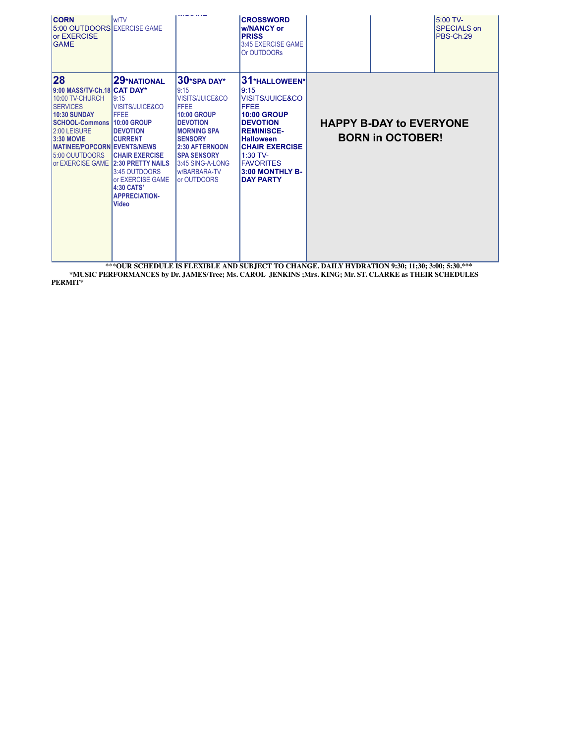| | | | | | | |
|---|---|---|---|---|---|---|
| **CORN** 5:00 OUTDOORS or EXERCISE GAME | w/TV EXERCISE GAME | | **CROSSWORD w/NANCY or PRISS** 3:45 EXERCISE GAME Or OUTDOORs | | | 5:00 TV-SPECIALS on PBS-Ch.29 |
| **28** **9:00 MASS/TV-Ch.18** 10:00 TV-CHURCH SERVICES **10:30 SUNDAY SCHOOL-Commons** 2:00 LEISURE **3:30 MOVIE MATINEE/POPCORN** 5:00 OUUTDOORS or EXERCISE GAME | **29*NATIONAL CAT DAY*** 9:15 VISITS/JUICE&COFFEE **10:00 GROUP DEVOTION CURRENT EVENTS/NEWS CHAIR EXERCISE 2:30 PRETTY NAILS** 3:45 OUTDOORS or EXERCISE GAME **4:30 CATS' APPRECIATION-Video** | **30*SPA DAY*** 9:15 VISITS/JUICE&COFFEE **10:00 GROUP DEVOTION MORNING SPA SENSORY 2:30 AFTERNOON SPA SENSORY** 3:45 SING-A-LONG w/BARBARA-TV or OUTDOORS | **31*HALLOWEEN*** 9:15 VISITS/JUICE&COFFEE **10:00 GROUP DEVOTION REMINISCE-Halloween CHAIR EXERCISE** 1:30 TV-FAVORITES **3:00 MONTHLY B-DAY PARTY** | **HAPPY B-DAY to EVERYONE BORN in OCTOBER!** | | |

***OUR SCHEDULE IS FLEXIBLE AND SUBJECT TO CHANGE. DAILY HYDRATION 9:30; 11;30; 3:00; 5:30.***

*MUSIC PERFORMANCES by Dr. JAMES/Tree; Ms. CAROL JENKINS ;Mrs. KING; Mr. ST. CLARKE as THEIR SCHEDULES PERMIT*